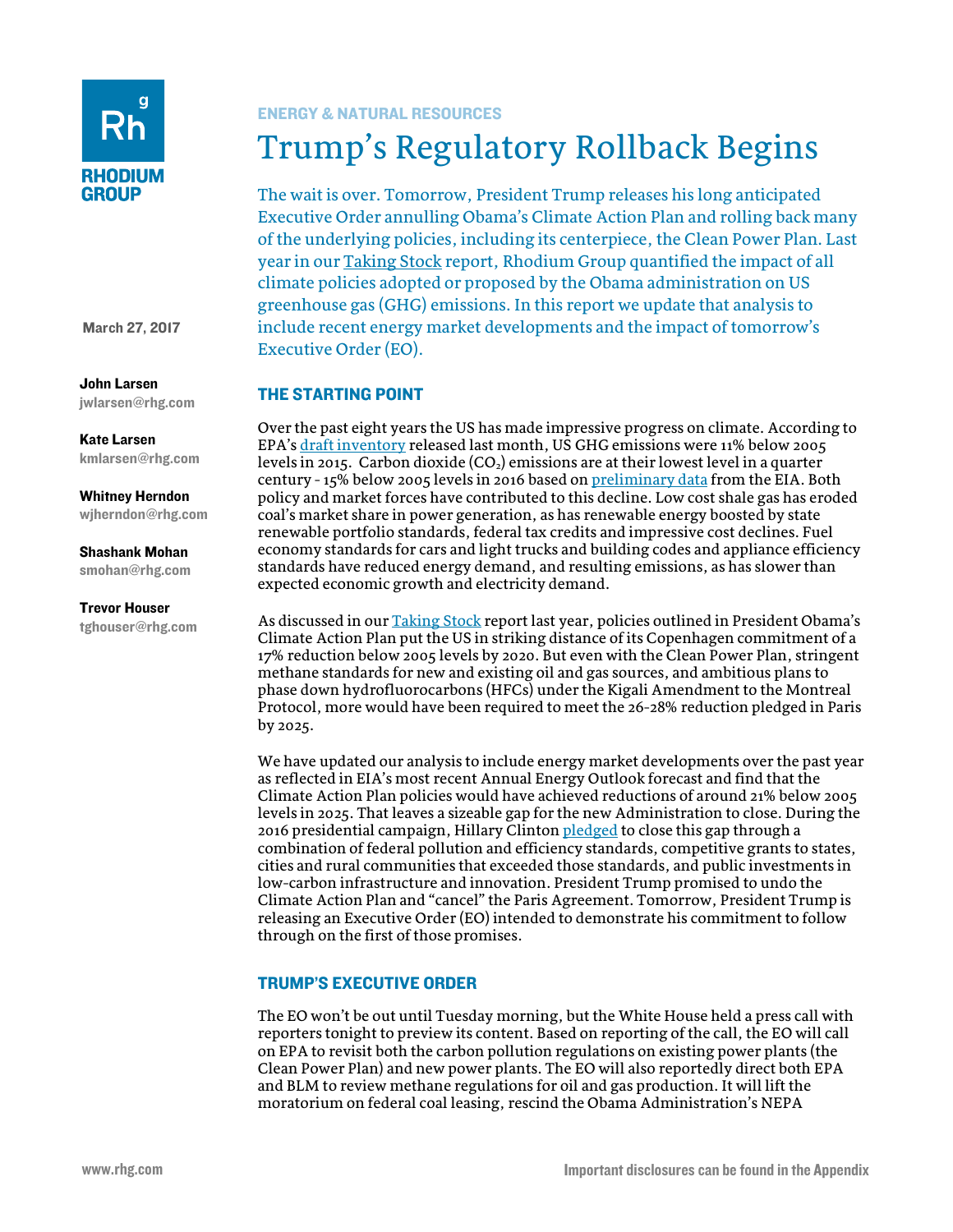ENERGY & NATURAL RESOURCES

# Trump's Regulatory Rollback Begins

The wait is over. Tomorrow, President Trump releases his long anticipated Executive Order annulling Obama's Climate Action Plan and rolling back many of the underlying policies, including its centerpiece, the Clean Power Plan. Last year in our Taking Stock report, Rhodium Group quantified the impact of all climate policies adopted or proposed by the Obama administration on US greenhouse gas (GHG) emissions. In this report we update that analysis to include recent energy market developments and the impact of tomorrow's Executive Order (EO).

March 27, 2017

**John Larsen**
jwlarsen@rhg.com

**Kate Larsen**
kmlarsen@rhg.com

**Whitney Herndon**
wjherndon@rhg.com

**Shashank Mohan**
smohan@rhg.com

**Trevor Houser**
tghouser@rhg.com

## THE STARTING POINT

Over the past eight years the US has made impressive progress on climate. According to EPA's draft inventory released last month, US GHG emissions were 11% below 2005 levels in 2015. Carbon dioxide ($CO_2$) emissions are at their lowest level in a quarter century - 15% below 2005 levels in 2016 based on preliminary data from the EIA. Both policy and market forces have contributed to this decline. Low cost shale gas has eroded coal's market share in power generation, as has renewable energy boosted by state renewable portfolio standards, federal tax credits and impressive cost declines. Fuel economy standards for cars and light trucks and building codes and appliance efficiency standards have reduced energy demand, and resulting emissions, as has slower than expected economic growth and electricity demand.

As discussed in our Taking Stock report last year, policies outlined in President Obama's Climate Action Plan put the US in striking distance of its Copenhagen commitment of a 17% reduction below 2005 levels by 2020. But even with the Clean Power Plan, stringent methane standards for new and existing oil and gas sources, and ambitious plans to phase down hydrofluorocarbons (HFCs) under the Kigali Amendment to the Montreal Protocol, more would have been required to meet the 26-28% reduction pledged in Paris by 2025.

We have updated our analysis to include energy market developments over the past year as reflected in EIA's most recent Annual Energy Outlook forecast and find that the Climate Action Plan policies would have achieved reductions of around 21% below 2005 levels in 2025. That leaves a sizeable gap for the new Administration to close. During the 2016 presidential campaign, Hillary Clinton pledged to close this gap through a combination of federal pollution and efficiency standards, competitive grants to states, cities and rural communities that exceeded those standards, and public investments in low-carbon infrastructure and innovation. President Trump promised to undo the Climate Action Plan and "cancel" the Paris Agreement. Tomorrow, President Trump is releasing an Executive Order (EO) intended to demonstrate his commitment to follow through on the first of those promises.

## TRUMP'S EXECUTIVE ORDER

The EO won't be out until Tuesday morning, but the White House held a press call with reporters tonight to preview its content. Based on reporting of the call, the EO will call on EPA to revisit both the carbon pollution regulations on existing power plants (the Clean Power Plan) and new power plants. The EO will also reportedly direct both EPA and BLM to review methane regulations for oil and gas production. It will lift the moratorium on federal coal leasing, rescind the Obama Administration's NEPA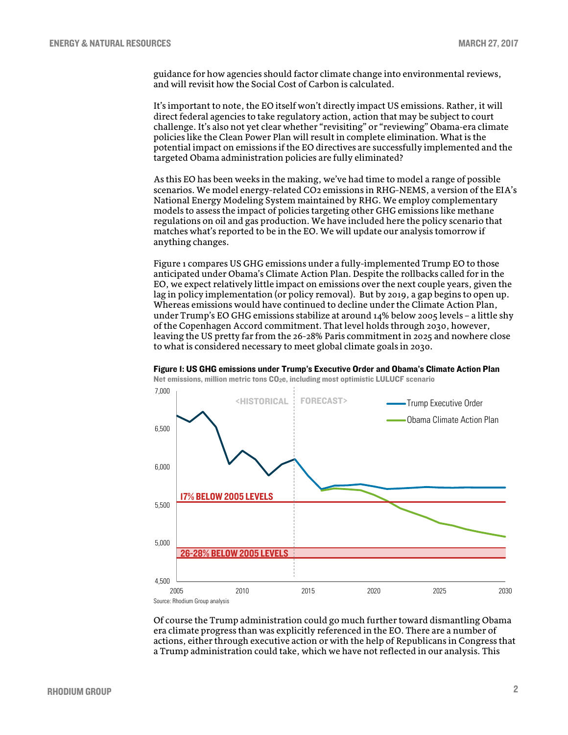guidance for how agencies should factor climate change into environmental reviews, and will revisit how the Social Cost of Carbon is calculated.

It's important to note, the EO itself won't directly impact US emissions. Rather, it will direct federal agencies to take regulatory action, action that may be subject to court challenge. It's also not yet clear whether "revisiting" or "reviewing" Obama-era climate policies like the Clean Power Plan will result in complete elimination. What is the potential impact on emissions if the EO directives are successfully implemented and the targeted Obama administration policies are fully eliminated?

As this EO has been weeks in the making, we've had time to model a range of possible scenarios. We model energy-related $CO_2$ emissions in RHG-NEMS, a version of the EIA's National Energy Modeling System maintained by RHG. We employ complementary models to assess the impact of policies targeting other GHG emissions like methane regulations on oil and gas production. We have included here the policy scenario that matches what's reported to be in the EO. We will update our analysis tomorrow if anything changes.

Figure 1 compares US GHG emissions under a fully-implemented Trump EO to those anticipated under Obama's Climate Action Plan. Despite the rollbacks called for in the EO, we expect relatively little impact on emissions over the next couple years, given the lag in policy implementation (or policy removal). But by 2019, a gap begins to open up. Whereas emissions would have continued to decline under the Climate Action Plan, under Trump's EO GHG emissions stabilize at around 14% below 2005 levels – a little shy of the Copenhagen Accord commitment. That level holds through 2030, however, leaving the US pretty far from the 26-28% Paris commitment in 2025 and nowhere close to what is considered necessary to meet global climate goals in 2030.

**Figure 1: US GHG emissions under Trump's Executive Order and Obama's Climate Action Plan**

Net emissions, million metric tons $CO_2e$, including most optimistic LULUCF scenario

Source: Rhodium Group analysis

Of course the Trump administration could go much further toward dismantling Obama era climate progress than was explicitly referenced in the EO. There are a number of actions, either through executive action or with the help of Republicans in Congress that a Trump administration could take, which we have not reflected in our analysis. This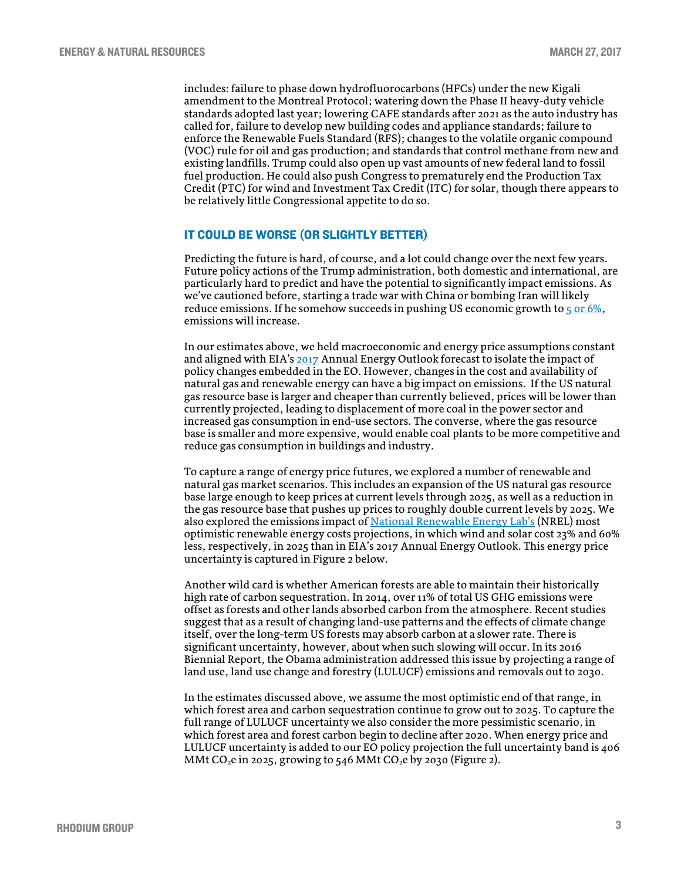includes: failure to phase down hydrofluorocarbons (HFCs) under the new Kigali amendment to the Montreal Protocol; watering down the Phase II heavy-duty vehicle standards adopted last year; lowering CAFE standards after 2021 as the auto industry has called for, failure to develop new building codes and appliance standards; failure to enforce the Renewable Fuels Standard (RFS); changes to the volatile organic compound (VOC) rule for oil and gas production; and standards that control methane from new and existing landfills. Trump could also open up vast amounts of new federal land to fossil fuel production. He could also push Congress to prematurely end the Production Tax Credit (PTC) for wind and Investment Tax Credit (ITC) for solar, though there appears to be relatively little Congressional appetite to do so.

## IT COULD BE WORSE (OR SLIGHTLY BETTER)

Predicting the future is hard, of course, and a lot could change over the next few years. Future policy actions of the Trump administration, both domestic and international, are particularly hard to predict and have the potential to significantly impact emissions. As we've cautioned before, starting a trade war with China or bombing Iran will likely reduce emissions. If he somehow succeeds in pushing US economic growth to 5 or 6%, emissions will increase.

In our estimates above, we held macroeconomic and energy price assumptions constant and aligned with EIA's 2017 Annual Energy Outlook forecast to isolate the impact of policy changes embedded in the EO. However, changes in the cost and availability of natural gas and renewable energy can have a big impact on emissions. If the US natural gas resource base is larger and cheaper than currently believed, prices will be lower than currently projected, leading to displacement of more coal in the power sector and increased gas consumption in end-use sectors. The converse, where the gas resource base is smaller and more expensive, would enable coal plants to be more competitive and reduce gas consumption in buildings and industry.

To capture a range of energy price futures, we explored a number of renewable and natural gas market scenarios. This includes an expansion of the US natural gas resource base large enough to keep prices at current levels through 2025, as well as a reduction in the gas resource base that pushes up prices to roughly double current levels by 2025. We also explored the emissions impact of National Renewable Energy Lab's (NREL) most optimistic renewable energy costs projections, in which wind and solar cost 23% and 60% less, respectively, in 2025 than in EIA's 2017 Annual Energy Outlook. This energy price uncertainty is captured in Figure 2 below.

Another wild card is whether American forests are able to maintain their historically high rate of carbon sequestration. In 2014, over 11% of total US GHG emissions were offset as forests and other lands absorbed carbon from the atmosphere. Recent studies suggest that as a result of changing land-use patterns and the effects of climate change itself, over the long-term US forests may absorb carbon at a slower rate. There is significant uncertainty, however, about when such slowing will occur. In its 2016 Biennial Report, the Obama administration addressed this issue by projecting a range of land use, land use change and forestry (LULUCF) emissions and removals out to 2030.

In the estimates discussed above, we assume the most optimistic end of that range, in which forest area and carbon sequestration continue to grow out to 2025. To capture the full range of LULUCF uncertainty we also consider the more pessimistic scenario, in which forest area and forest carbon begin to decline after 2020. When energy price and LULUCF uncertainty is added to our EO policy projection the full uncertainty band is 406 MMt $CO_2e$ in 2025, growing to 546 MMt $CO_2e$ by 2030 (Figure 2).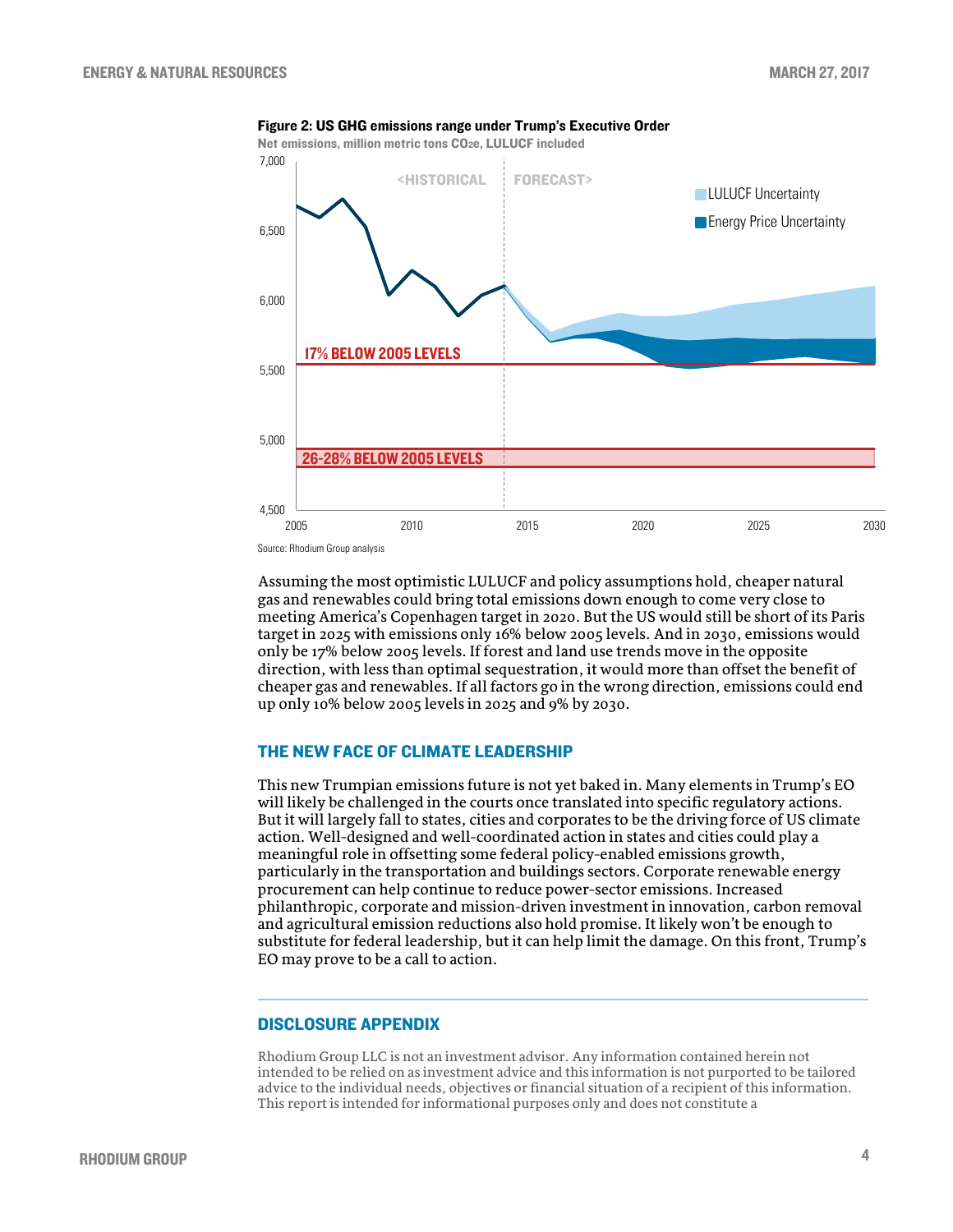**Figure 2: US GHG emissions range under Trump's Executive Order**

Net emissions, million metric tons $CO_{2}e$, LULUCF included

Source: Rhodium Group analysis

Assuming the most optimistic LULUCF and policy assumptions hold, cheaper natural gas and renewables could bring total emissions down enough to come very close to meeting America's Copenhagen target in 2020. But the US would still be short of its Paris target in 2025 with emissions only 16% below 2005 levels. And in 2030, emissions would only be 17% below 2005 levels. If forest and land use trends move in the opposite direction, with less than optimal sequestration, it would more than offset the benefit of cheaper gas and renewables. If all factors go in the wrong direction, emissions could end up only 10% below 2005 levels in 2025 and 9% by 2030.

## THE NEW FACE OF CLIMATE LEADERSHIP

This new Trumpian emissions future is not yet baked in. Many elements in Trump's EO will likely be challenged in the courts once translated into specific regulatory actions. But it will largely fall to states, cities and corporates to be the driving force of US climate action. Well-designed and well-coordinated action in states and cities could play a meaningful role in offsetting some federal policy-enabled emissions growth, particularly in the transportation and buildings sectors. Corporate renewable energy procurement can help continue to reduce power-sector emissions. Increased philanthropic, corporate and mission-driven investment in innovation, carbon removal and agricultural emission reductions also hold promise. It likely won't be enough to substitute for federal leadership, but it can help limit the damage. On this front, Trump's EO may prove to be a call to action.

## DISCLOSURE APPENDIX

Rhodium Group LLC is not an investment advisor. Any information contained herein not intended to be relied on as investment advice and this information is not purported to be tailored advice to the individual needs, objectives or financial situation of a recipient of this information. This report is intended for informational purposes only and does not constitute a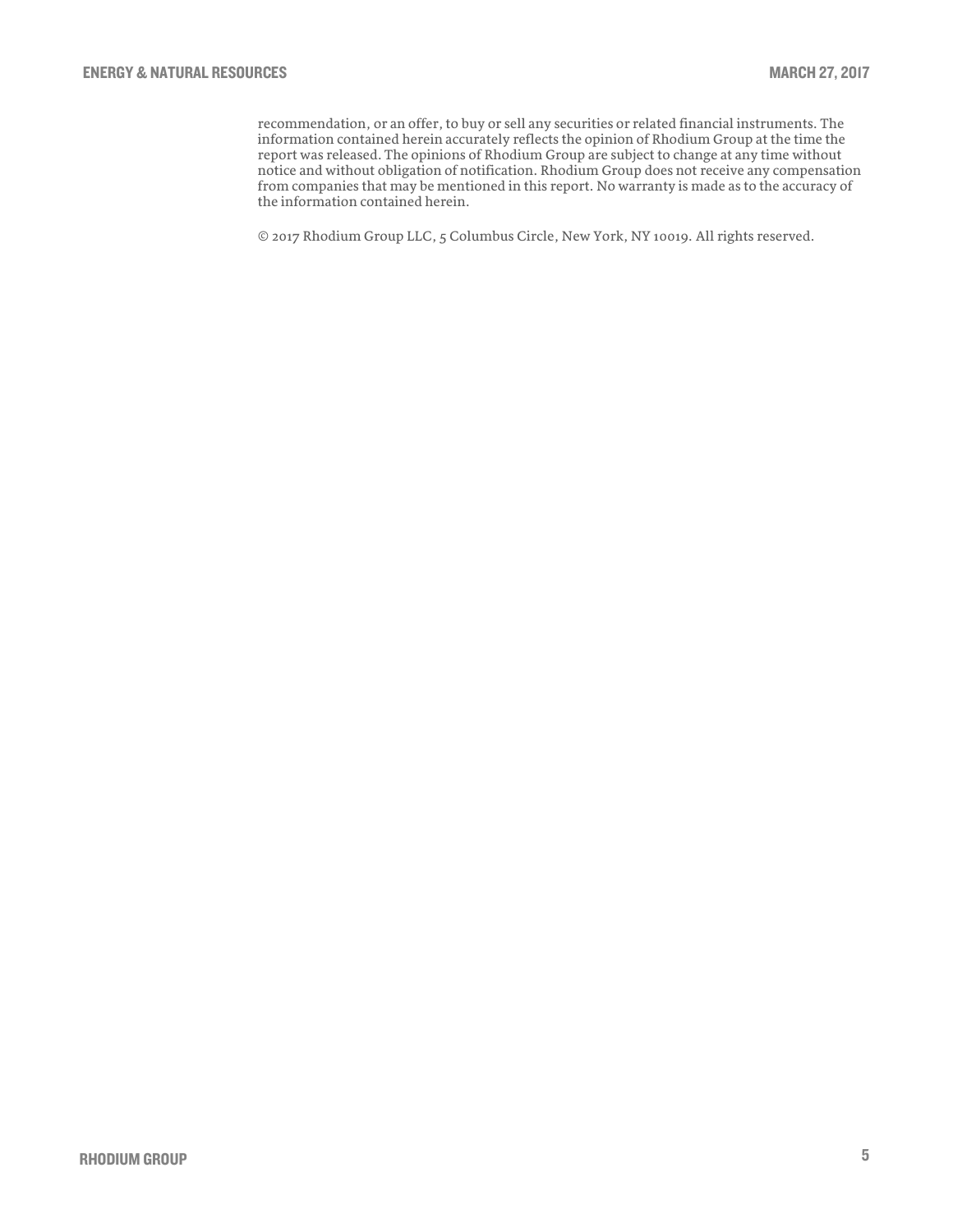recommendation, or an offer, to buy or sell any securities or related financial instruments. The information contained herein accurately reflects the opinion of Rhodium Group at the time the report was released. The opinions of Rhodium Group are subject to change at any time without notice and without obligation of notification. Rhodium Group does not receive any compensation from companies that may be mentioned in this report. No warranty is made as to the accuracy of the information contained herein.

© 2017 Rhodium Group LLC, 5 Columbus Circle, New York, NY 10019. All rights reserved.